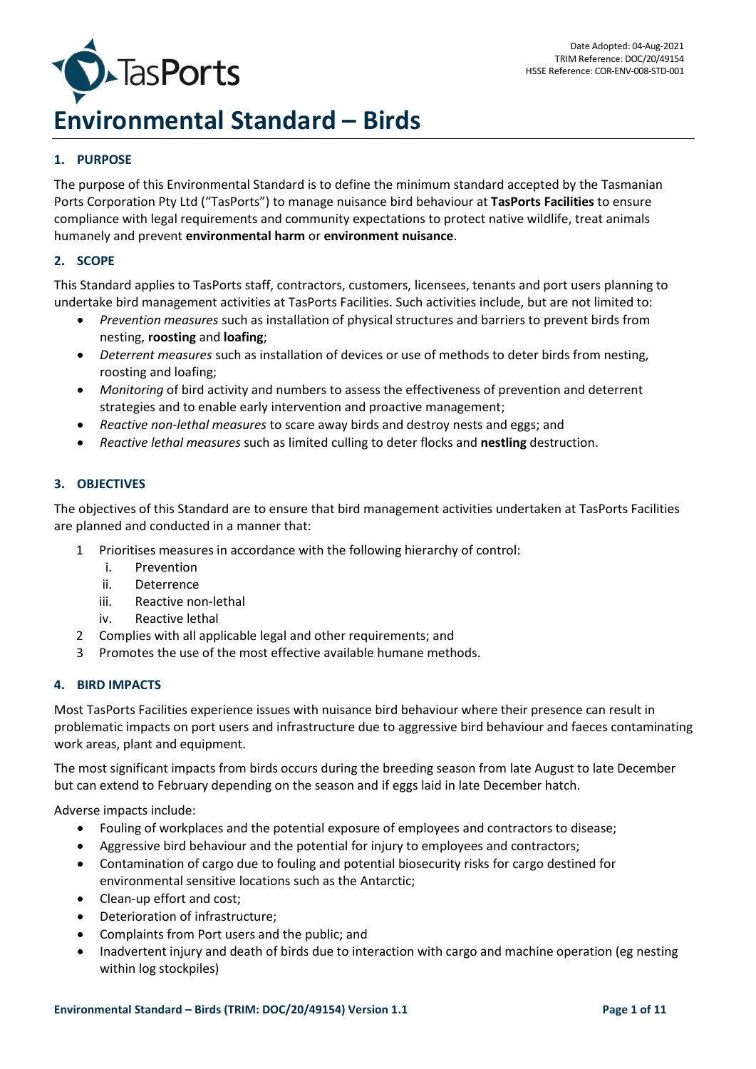Date Adopted: 04-Aug-2021
TRIM Reference: DOC/20/49154
HSSE Reference: COR-ENV-008-STD-001

# Environmental Standard – Birds

## 1. PURPOSE

The purpose of this Environmental Standard is to define the minimum standard accepted by the Tasmanian Ports Corporation Pty Ltd ("TasPorts") to manage nuisance bird behaviour at **TasPorts Facilities** to ensure compliance with legal requirements and community expectations to protect native wildlife, treat animals humanely and prevent **environmental harm** or **environment nuisance**.

## 2. SCOPE

This Standard applies to TasPorts staff, contractors, customers, licensees, tenants and port users planning to undertake bird management activities at TasPorts Facilities. Such activities include, but are not limited to:

- *Prevention measures* such as installation of physical structures and barriers to prevent birds from nesting, **roosting** and **loafing**;
- *Deterrent measures* such as installation of devices or use of methods to deter birds from nesting, roosting and loafing;
- *Monitoring* of bird activity and numbers to assess the effectiveness of prevention and deterrent strategies and to enable early intervention and proactive management;
- *Reactive non-lethal measures* to scare away birds and destroy nests and eggs; and
- *Reactive lethal measures* such as limited culling to deter flocks and **nestling** destruction.

## 3. OBJECTIVES

The objectives of this Standard are to ensure that bird management activities undertaken at TasPorts Facilities are planned and conducted in a manner that:

1. Prioritises measures in accordance with the following hierarchy of control:
   1. Prevention
   2. Deterrence
   3. Reactive non-lethal
   4. Reactive lethal
2. Complies with all applicable legal and other requirements; and
3. Promotes the use of the most effective available humane methods.

## 4. BIRD IMPACTS

Most TasPorts Facilities experience issues with nuisance bird behaviour where their presence can result in problematic impacts on port users and infrastructure due to aggressive bird behaviour and faeces contaminating work areas, plant and equipment.

The most significant impacts from birds occurs during the breeding season from late August to late December but can extend to February depending on the season and if eggs laid in late December hatch.

Adverse impacts include:

- Fouling of workplaces and the potential exposure of employees and contractors to disease;
- Aggressive bird behaviour and the potential for injury to employees and contractors;
- Contamination of cargo due to fouling and potential biosecurity risks for cargo destined for environmental sensitive locations such as the Antarctic;
- Clean-up effort and cost;
- Deterioration of infrastructure;
- Complaints from Port users and the public; and
- Inadvertent injury and death of birds due to interaction with cargo and machine operation (eg nesting within log stockpiles)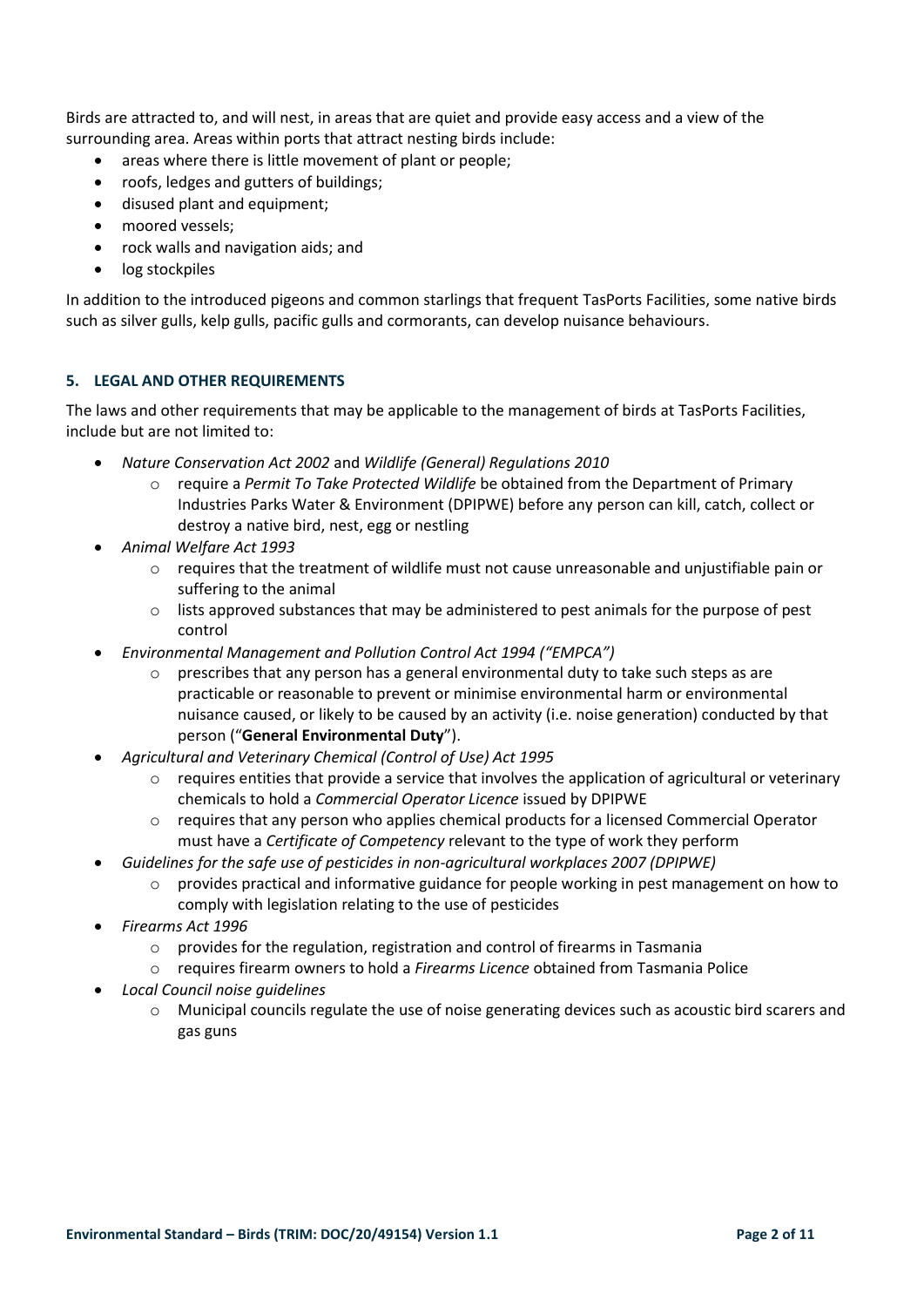Birds are attracted to, and will nest, in areas that are quiet and provide easy access and a view of the surrounding area. Areas within ports that attract nesting birds include:

- areas where there is little movement of plant or people;
- roofs, ledges and gutters of buildings;
- disused plant and equipment;
- moored vessels;
- rock walls and navigation aids; and
- log stockpiles

In addition to the introduced pigeons and common starlings that frequent TasPorts Facilities, some native birds such as silver gulls, kelp gulls, pacific gulls and cormorants, can develop nuisance behaviours.

## 5. LEGAL AND OTHER REQUIREMENTS

The laws and other requirements that may be applicable to the management of birds at TasPorts Facilities, include but are not limited to:

- *Nature Conservation Act 2002* and *Wildlife (General) Regulations 2010*
  - require a *Permit To Take Protected Wildlife* be obtained from the Department of Primary Industries Parks Water & Environment (DPIPWE) before any person can kill, catch, collect or destroy a native bird, nest, egg or nestling
- *Animal Welfare Act 1993*
  - requires that the treatment of wildlife must not cause unreasonable and unjustifiable pain or suffering to the animal
  - lists approved substances that may be administered to pest animals for the purpose of pest control
- *Environmental Management and Pollution Control Act 1994 ("EMPCA")*
  - prescribes that any person has a general environmental duty to take such steps as are practicable or reasonable to prevent or minimise environmental harm or environmental nuisance caused, or likely to be caused by an activity (i.e. noise generation) conducted by that person ("**General Environmental Duty**").
- *Agricultural and Veterinary Chemical (Control of Use) Act 1995*
  - requires entities that provide a service that involves the application of agricultural or veterinary chemicals to hold a *Commercial Operator Licence* issued by DPIPWE
  - requires that any person who applies chemical products for a licensed Commercial Operator must have a *Certificate of Competency* relevant to the type of work they perform
- *Guidelines for the safe use of pesticides in non-agricultural workplaces 2007 (DPIPWE)*
  - provides practical and informative guidance for people working in pest management on how to comply with legislation relating to the use of pesticides
- *Firearms Act 1996*
  - provides for the regulation, registration and control of firearms in Tasmania
  - requires firearm owners to hold a *Firearms Licence* obtained from Tasmania Police
- *Local Council noise guidelines*
  - Municipal councils regulate the use of noise generating devices such as acoustic bird scarers and gas guns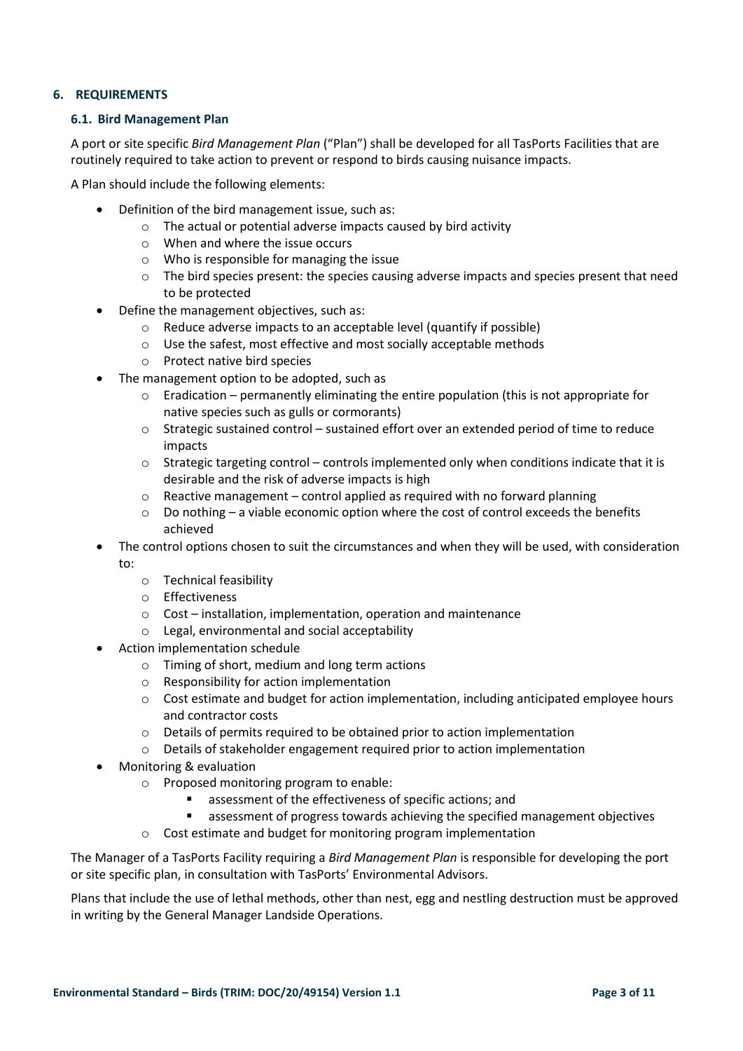## 6. REQUIREMENTS

### 6.1. Bird Management Plan

A port or site specific *Bird Management Plan* ("Plan") shall be developed for all TasPorts Facilities that are routinely required to take action to prevent or respond to birds causing nuisance impacts.

A Plan should include the following elements:

- Definition of the bird management issue, such as:
  - The actual or potential adverse impacts caused by bird activity
  - When and where the issue occurs
  - Who is responsible for managing the issue
  - The bird species present: the species causing adverse impacts and species present that need to be protected
- Define the management objectives, such as:
  - Reduce adverse impacts to an acceptable level (quantify if possible)
  - Use the safest, most effective and most socially acceptable methods
  - Protect native bird species
- The management option to be adopted, such as
  - Eradication – permanently eliminating the entire population (this is not appropriate for native species such as gulls or cormorants)
  - Strategic sustained control – sustained effort over an extended period of time to reduce impacts
  - Strategic targeting control – controls implemented only when conditions indicate that it is desirable and the risk of adverse impacts is high
  - Reactive management – control applied as required with no forward planning
  - Do nothing – a viable economic option where the cost of control exceeds the benefits achieved
- The control options chosen to suit the circumstances and when they will be used, with consideration to:
  - Technical feasibility
  - Effectiveness
  - Cost – installation, implementation, operation and maintenance
  - Legal, environmental and social acceptability
- Action implementation schedule
  - Timing of short, medium and long term actions
  - Responsibility for action implementation
  - Cost estimate and budget for action implementation, including anticipated employee hours and contractor costs
  - Details of permits required to be obtained prior to action implementation
  - Details of stakeholder engagement required prior to action implementation
- Monitoring & evaluation
  - Proposed monitoring program to enable:
    - assessment of the effectiveness of specific actions; and
    - assessment of progress towards achieving the specified management objectives
  - Cost estimate and budget for monitoring program implementation

The Manager of a TasPorts Facility requiring a *Bird Management Plan* is responsible for developing the port or site specific plan, in consultation with TasPorts' Environmental Advisors.

Plans that include the use of lethal methods, other than nest, egg and nestling destruction must be approved in writing by the General Manager Landside Operations.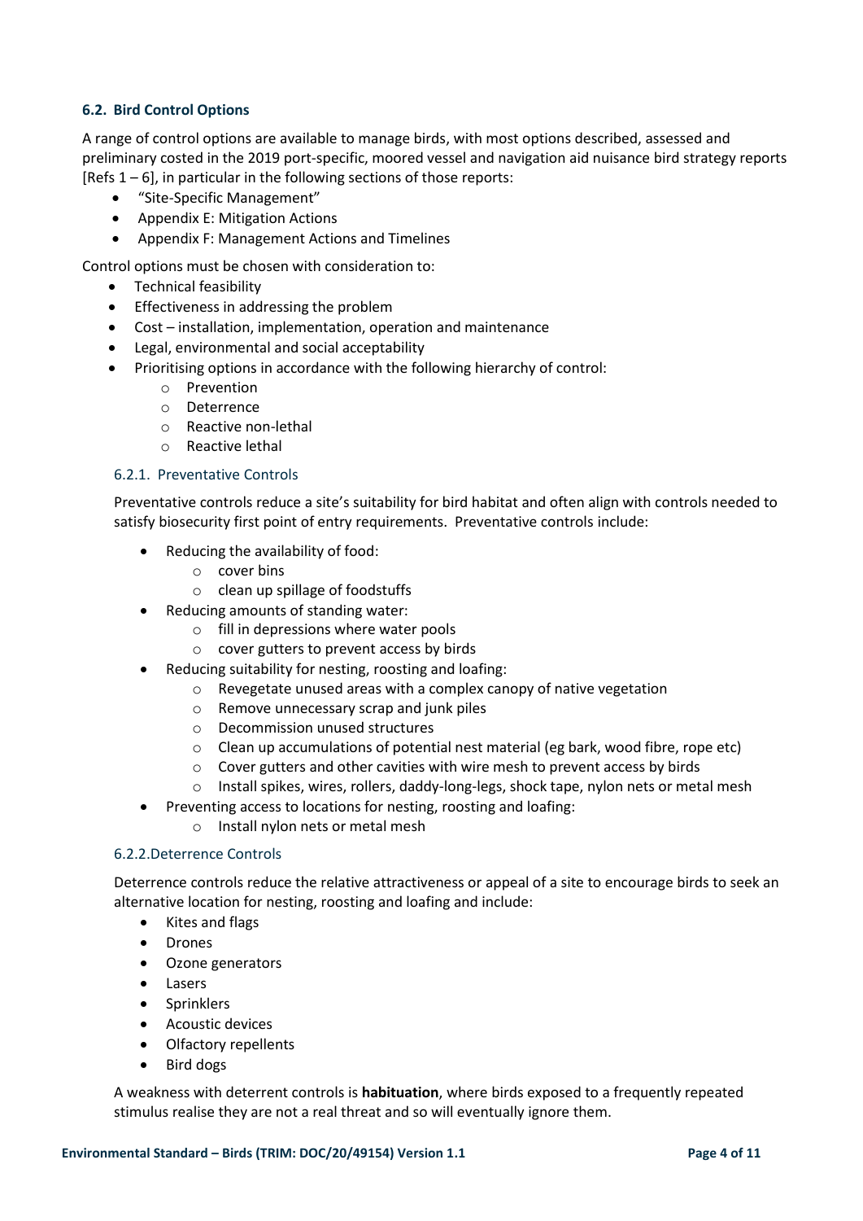### 6.2. Bird Control Options

A range of control options are available to manage birds, with most options described, assessed and preliminary costed in the 2019 port-specific, moored vessel and navigation aid nuisance bird strategy reports [Refs 1 – 6], in particular in the following sections of those reports:

- "Site-Specific Management"
- Appendix E: Mitigation Actions
- Appendix F: Management Actions and Timelines

Control options must be chosen with consideration to:

- Technical feasibility
- Effectiveness in addressing the problem
- Cost – installation, implementation, operation and maintenance
- Legal, environmental and social acceptability
- Prioritising options in accordance with the following hierarchy of control:
    - Prevention
    - Deterrence
    - Reactive non-lethal
    - Reactive lethal

#### 6.2.1. Preventative Controls

Preventative controls reduce a site's suitability for bird habitat and often align with controls needed to satisfy biosecurity first point of entry requirements. Preventative controls include:

- Reducing the availability of food:
    - cover bins
    - clean up spillage of foodstuffs
- Reducing amounts of standing water:
    - fill in depressions where water pools
    - cover gutters to prevent access by birds
- Reducing suitability for nesting, roosting and loafing:
    - Revegetate unused areas with a complex canopy of native vegetation
    - Remove unnecessary scrap and junk piles
    - Decommission unused structures
    - Clean up accumulations of potential nest material (eg bark, wood fibre, rope etc)
    - Cover gutters and other cavities with wire mesh to prevent access by birds
    - Install spikes, wires, rollers, daddy-long-legs, shock tape, nylon nets or metal mesh
- Preventing access to locations for nesting, roosting and loafing:
    - Install nylon nets or metal mesh

#### 6.2.2. Deterrence Controls

Deterrence controls reduce the relative attractiveness or appeal of a site to encourage birds to seek an alternative location for nesting, roosting and loafing and include:

- Kites and flags
- Drones
- Ozone generators
- Lasers
- Sprinklers
- Acoustic devices
- Olfactory repellents
- Bird dogs

A weakness with deterrent controls is **habituation**, where birds exposed to a frequently repeated stimulus realise they are not a real threat and so will eventually ignore them.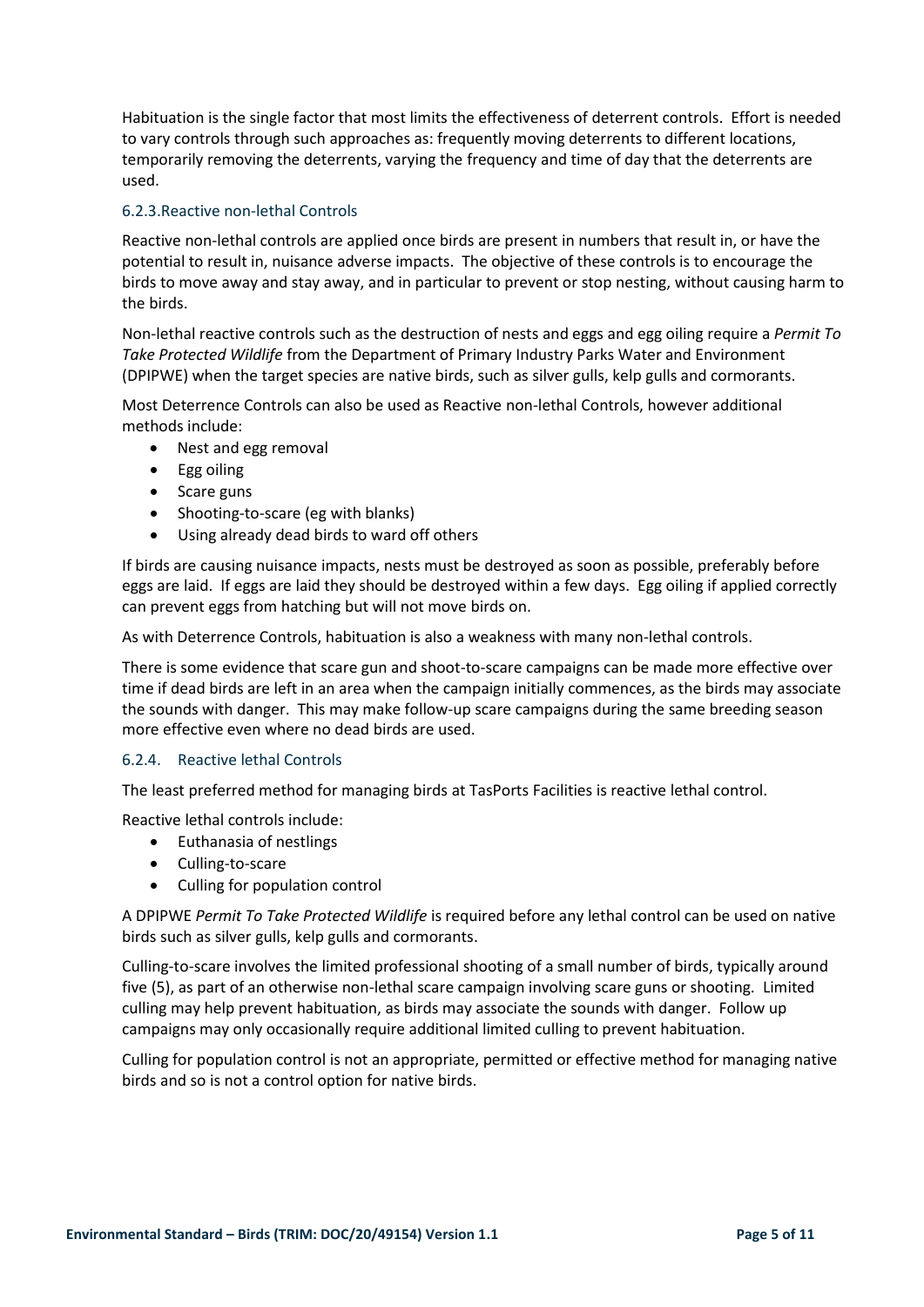Habituation is the single factor that most limits the effectiveness of deterrent controls. Effort is needed to vary controls through such approaches as: frequently moving deterrents to different locations, temporarily removing the deterrents, varying the frequency and time of day that the deterrents are used.

### 6.2.3. Reactive non-lethal Controls

Reactive non-lethal controls are applied once birds are present in numbers that result in, or have the potential to result in, nuisance adverse impacts. The objective of these controls is to encourage the birds to move away and stay away, and in particular to prevent or stop nesting, without causing harm to the birds.

Non-lethal reactive controls such as the destruction of nests and eggs and egg oiling require a *Permit To Take Protected Wildlife* from the Department of Primary Industry Parks Water and Environment (DPIPWE) when the target species are native birds, such as silver gulls, kelp gulls and cormorants.

Most Deterrence Controls can also be used as Reactive non-lethal Controls, however additional methods include:

- Nest and egg removal
- Egg oiling
- Scare guns
- Shooting-to-scare (eg with blanks)
- Using already dead birds to ward off others

If birds are causing nuisance impacts, nests must be destroyed as soon as possible, preferably before eggs are laid. If eggs are laid they should be destroyed within a few days. Egg oiling if applied correctly can prevent eggs from hatching but will not move birds on.

As with Deterrence Controls, habituation is also a weakness with many non-lethal controls.

There is some evidence that scare gun and shoot-to-scare campaigns can be made more effective over time if dead birds are left in an area when the campaign initially commences, as the birds may associate the sounds with danger. This may make follow-up scare campaigns during the same breeding season more effective even where no dead birds are used.

### 6.2.4. Reactive lethal Controls

The least preferred method for managing birds at TasPorts Facilities is reactive lethal control.

Reactive lethal controls include:

- Euthanasia of nestlings
- Culling-to-scare
- Culling for population control

A DPIPWE *Permit To Take Protected Wildlife* is required before any lethal control can be used on native birds such as silver gulls, kelp gulls and cormorants.

Culling-to-scare involves the limited professional shooting of a small number of birds, typically around five (5), as part of an otherwise non-lethal scare campaign involving scare guns or shooting. Limited culling may help prevent habituation, as birds may associate the sounds with danger. Follow up campaigns may only occasionally require additional limited culling to prevent habituation.

Culling for population control is not an appropriate, permitted or effective method for managing native birds and so is not a control option for native birds.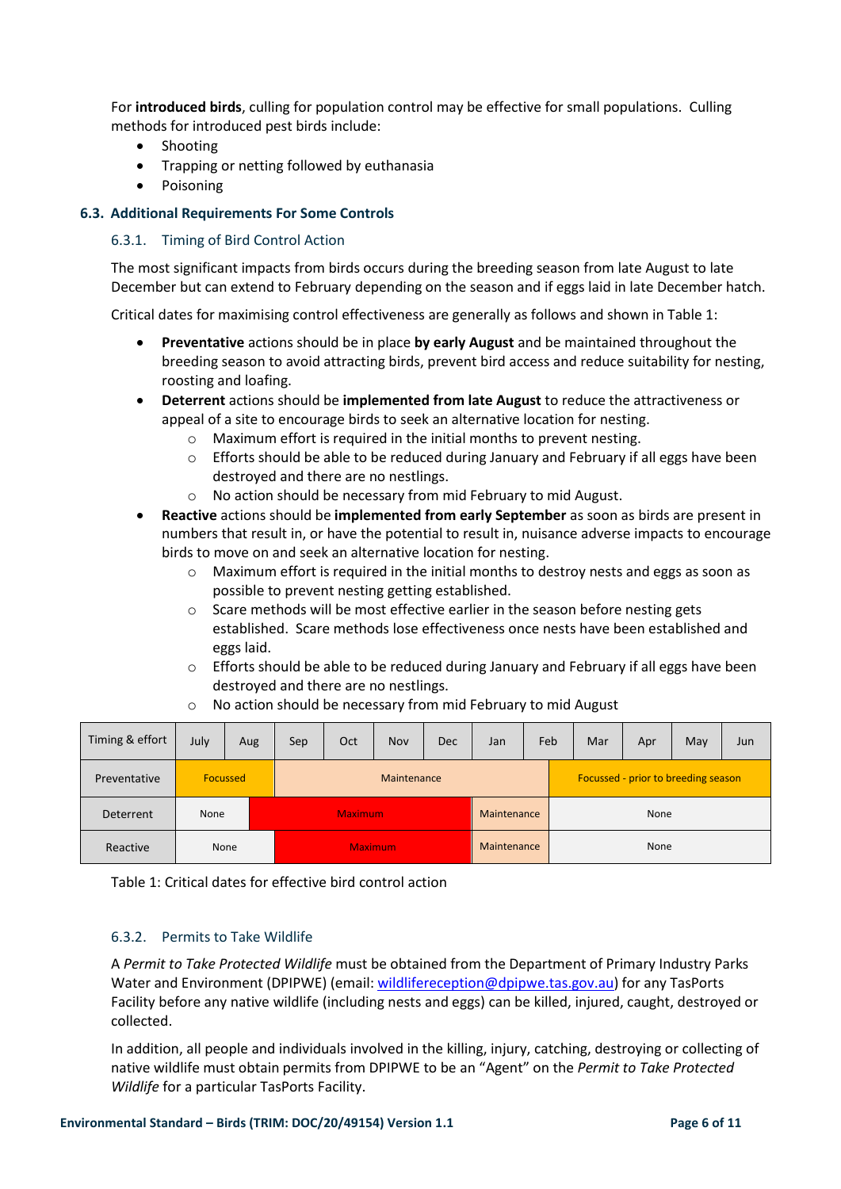For **introduced birds**, culling for population control may be effective for small populations. Culling methods for introduced pest birds include:

- Shooting
- Trapping or netting followed by euthanasia
- Poisoning

## 6.3. Additional Requirements For Some Controls

### 6.3.1. Timing of Bird Control Action

The most significant impacts from birds occurs during the breeding season from late August to late December but can extend to February depending on the season and if eggs laid in late December hatch.

Critical dates for maximising control effectiveness are generally as follows and shown in Table 1:

- **Preventative** actions should be in place **by early August** and be maintained throughout the breeding season to avoid attracting birds, prevent bird access and reduce suitability for nesting, roosting and loafing.
- **Deterrent** actions should be **implemented from late August** to reduce the attractiveness or appeal of a site to encourage birds to seek an alternative location for nesting.
  - Maximum effort is required in the initial months to prevent nesting.
  - Efforts should be able to be reduced during January and February if all eggs have been destroyed and there are no nestlings.
  - No action should be necessary from mid February to mid August.
- **Reactive** actions should be **implemented from early September** as soon as birds are present in numbers that result in, or have the potential to result in, nuisance adverse impacts to encourage birds to move on and seek an alternative location for nesting.
  - Maximum effort is required in the initial months to destroy nests and eggs as soon as possible to prevent nesting getting established.
  - Scare methods will be most effective earlier in the season before nesting gets established. Scare methods lose effectiveness once nests have been established and eggs laid.
  - Efforts should be able to be reduced during January and February if all eggs have been destroyed and there are no nestlings.
  - No action should be necessary from mid February to mid August

| Timing & effort | July | Aug | Sep | Oct | Nov | Dec | Jan | Feb | Mar | Apr | May | Jun |
|---|---|---|---|---|---|---|---|---|---|---|---|---|
| Preventative | Focussed | | Maintenance | | | | | Focussed - prior to breeding season | | | | |
| Deterrent | None | Maximum | | | | | Maintenance | None | | | | |
| Reactive | None | | Maximum | | | | Maintenance | None | | | | |

Table 1: Critical dates for effective bird control action

### 6.3.2. Permits to Take Wildlife

A *Permit to Take Protected Wildlife* must be obtained from the Department of Primary Industry Parks Water and Environment (DPIPWE) (email: wildlifereception@dpipwe.tas.gov.au) for any TasPorts Facility before any native wildlife (including nests and eggs) can be killed, injured, caught, destroyed or collected.

In addition, all people and individuals involved in the killing, injury, catching, destroying or collecting of native wildlife must obtain permits from DPIPWE to be an "Agent" on the *Permit to Take Protected Wildlife* for a particular TasPorts Facility.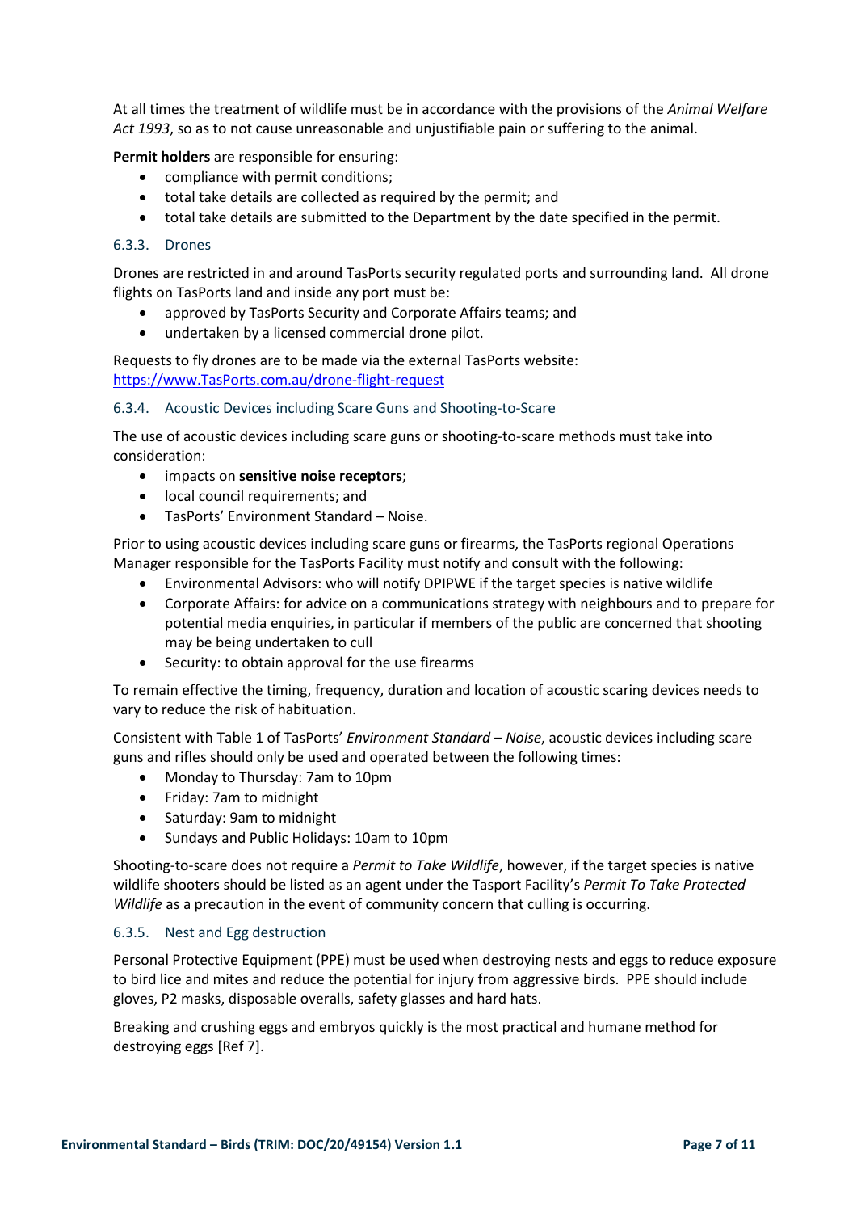At all times the treatment of wildlife must be in accordance with the provisions of the *Animal Welfare Act 1993*, so as to not cause unreasonable and unjustifiable pain or suffering to the animal.

**Permit holders** are responsible for ensuring:

- compliance with permit conditions;
- total take details are collected as required by the permit; and
- total take details are submitted to the Department by the date specified in the permit.

### 6.3.3. Drones

Drones are restricted in and around TasPorts security regulated ports and surrounding land. All drone flights on TasPorts land and inside any port must be:

- approved by TasPorts Security and Corporate Affairs teams; and
- undertaken by a licensed commercial drone pilot.

Requests to fly drones are to be made via the external TasPorts website: [https://www.TasPorts.com.au/drone-flight-request](https://www.TasPorts.com.au/drone-flight-request)

### 6.3.4. Acoustic Devices including Scare Guns and Shooting-to-Scare

The use of acoustic devices including scare guns or shooting-to-scare methods must take into consideration:

- impacts on **sensitive noise receptors**;
- local council requirements; and
- TasPorts' Environment Standard – Noise.

Prior to using acoustic devices including scare guns or firearms, the TasPorts regional Operations Manager responsible for the TasPorts Facility must notify and consult with the following:

- Environmental Advisors: who will notify DPIPWE if the target species is native wildlife
- Corporate Affairs: for advice on a communications strategy with neighbours and to prepare for potential media enquiries, in particular if members of the public are concerned that shooting may be being undertaken to cull
- Security: to obtain approval for the use firearms

To remain effective the timing, frequency, duration and location of acoustic scaring devices needs to vary to reduce the risk of habituation.

Consistent with Table 1 of TasPorts' *Environment Standard – Noise*, acoustic devices including scare guns and rifles should only be used and operated between the following times:

- Monday to Thursday: 7am to 10pm
- Friday: 7am to midnight
- Saturday: 9am to midnight
- Sundays and Public Holidays: 10am to 10pm

Shooting-to-scare does not require a *Permit to Take Wildlife*, however, if the target species is native wildlife shooters should be listed as an agent under the Tasport Facility's *Permit To Take Protected Wildlife* as a precaution in the event of community concern that culling is occurring.

### 6.3.5. Nest and Egg destruction

Personal Protective Equipment (PPE) must be used when destroying nests and eggs to reduce exposure to bird lice and mites and reduce the potential for injury from aggressive birds. PPE should include gloves, P2 masks, disposable overalls, safety glasses and hard hats.

Breaking and crushing eggs and embryos quickly is the most practical and humane method for destroying eggs [Ref 7].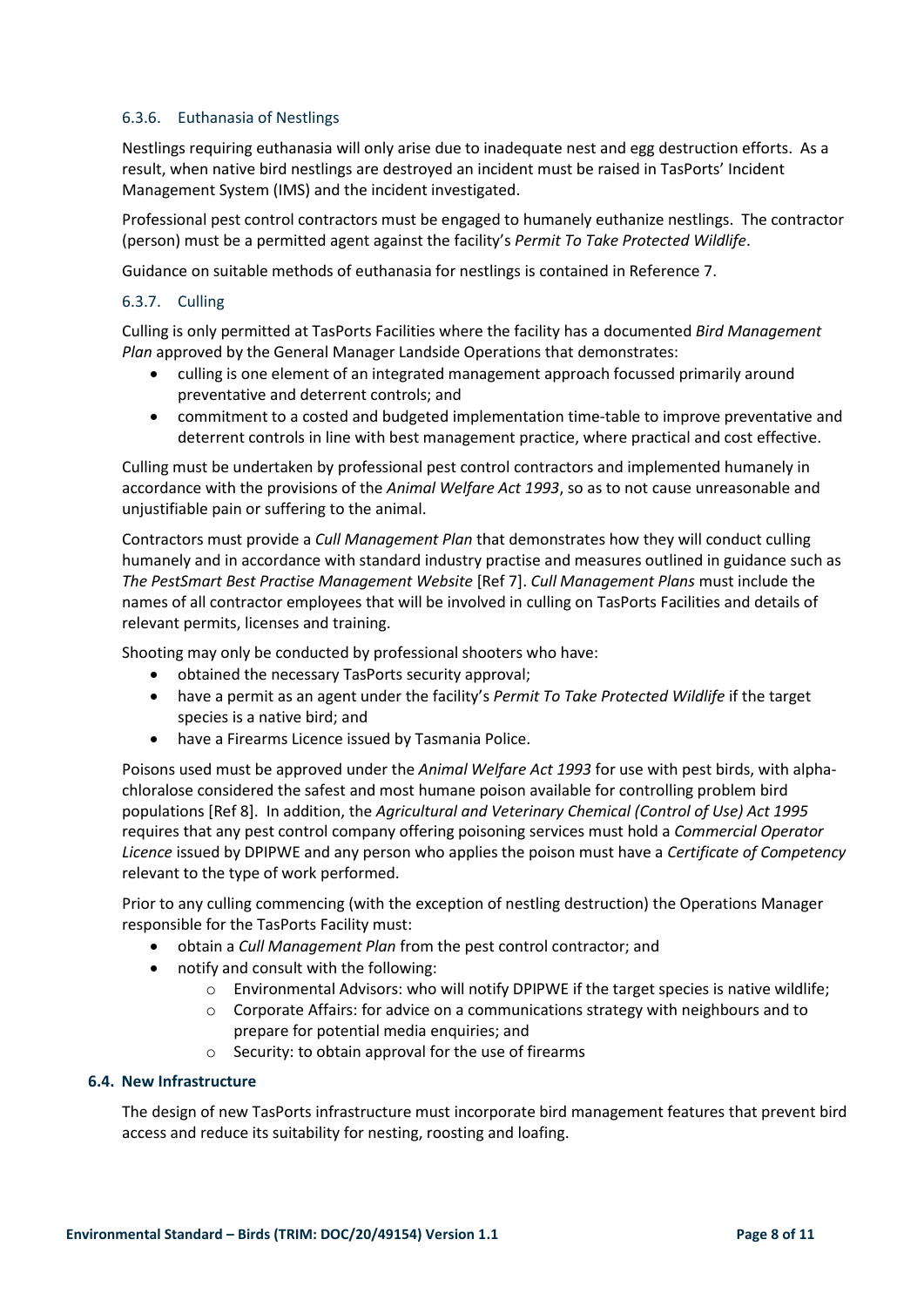### 6.3.6. Euthanasia of Nestlings

Nestlings requiring euthanasia will only arise due to inadequate nest and egg destruction efforts. As a result, when native bird nestlings are destroyed an incident must be raised in TasPorts' Incident Management System (IMS) and the incident investigated.

Professional pest control contractors must be engaged to humanely euthanize nestlings. The contractor (person) must be a permitted agent against the facility's *Permit To Take Protected Wildlife*.

Guidance on suitable methods of euthanasia for nestlings is contained in Reference 7.

### 6.3.7. Culling

Culling is only permitted at TasPorts Facilities where the facility has a documented *Bird Management Plan* approved by the General Manager Landside Operations that demonstrates:

- culling is one element of an integrated management approach focussed primarily around preventative and deterrent controls; and
- commitment to a costed and budgeted implementation time-table to improve preventative and deterrent controls in line with best management practice, where practical and cost effective.

Culling must be undertaken by professional pest control contractors and implemented humanely in accordance with the provisions of the *Animal Welfare Act 1993*, so as to not cause unreasonable and unjustifiable pain or suffering to the animal.

Contractors must provide a *Cull Management Plan* that demonstrates how they will conduct culling humanely and in accordance with standard industry practise and measures outlined in guidance such as *The PestSmart Best Practise Management Website* [Ref 7]. *Cull Management Plans* must include the names of all contractor employees that will be involved in culling on TasPorts Facilities and details of relevant permits, licenses and training.

Shooting may only be conducted by professional shooters who have:

- obtained the necessary TasPorts security approval;
- have a permit as an agent under the facility's *Permit To Take Protected Wildlife* if the target species is a native bird; and
- have a Firearms Licence issued by Tasmania Police.

Poisons used must be approved under the *Animal Welfare Act 1993* for use with pest birds, with alpha-chloralose considered the safest and most humane poison available for controlling problem bird populations [Ref 8]. In addition, the *Agricultural and Veterinary Chemical (Control of Use) Act 1995* requires that any pest control company offering poisoning services must hold a *Commercial Operator Licence* issued by DPIPWE and any person who applies the poison must have a *Certificate of Competency* relevant to the type of work performed.

Prior to any culling commencing (with the exception of nestling destruction) the Operations Manager responsible for the TasPorts Facility must:

- obtain a *Cull Management Plan* from the pest control contractor; and
- notify and consult with the following:
  - Environmental Advisors: who will notify DPIPWE if the target species is native wildlife;
  - Corporate Affairs: for advice on a communications strategy with neighbours and to prepare for potential media enquiries; and
  - Security: to obtain approval for the use of firearms

## 6.4. New Infrastructure

The design of new TasPorts infrastructure must incorporate bird management features that prevent bird access and reduce its suitability for nesting, roosting and loafing.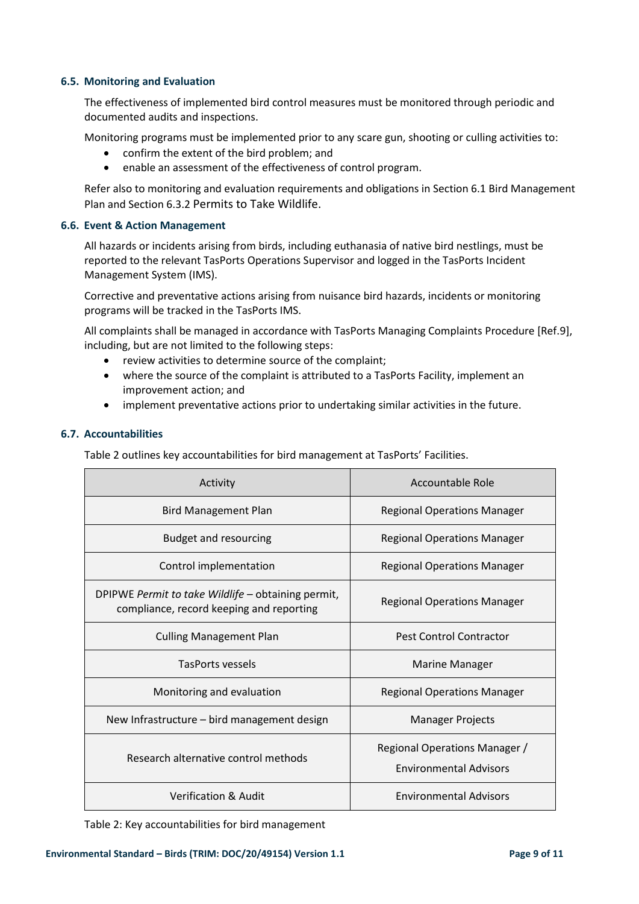### 6.5. Monitoring and Evaluation

The effectiveness of implemented bird control measures must be monitored through periodic and documented audits and inspections.

Monitoring programs must be implemented prior to any scare gun, shooting or culling activities to:

- confirm the extent of the bird problem; and
- enable an assessment of the effectiveness of control program.

Refer also to monitoring and evaluation requirements and obligations in Section 6.1 Bird Management Plan and Section 6.3.2 Permits to Take Wildlife.

### 6.6. Event & Action Management

All hazards or incidents arising from birds, including euthanasia of native bird nestlings, must be reported to the relevant TasPorts Operations Supervisor and logged in the TasPorts Incident Management System (IMS).

Corrective and preventative actions arising from nuisance bird hazards, incidents or monitoring programs will be tracked in the TasPorts IMS.

All complaints shall be managed in accordance with TasPorts Managing Complaints Procedure [Ref.9], including, but are not limited to the following steps:

- review activities to determine source of the complaint;
- where the source of the complaint is attributed to a TasPorts Facility, implement an improvement action; and
- implement preventative actions prior to undertaking similar activities in the future.

### 6.7. Accountabilities

Table 2 outlines key accountabilities for bird management at TasPorts' Facilities.

| Activity | Accountable Role |
|---|---|
| Bird Management Plan | Regional Operations Manager |
| Budget and resourcing | Regional Operations Manager |
| Control implementation | Regional Operations Manager |
| DPIPWE *Permit to take Wildlife* – obtaining permit, compliance, record keeping and reporting | Regional Operations Manager |
| Culling Management Plan | Pest Control Contractor |
| TasPorts vessels | Marine Manager |
| Monitoring and evaluation | Regional Operations Manager |
| New Infrastructure – bird management design | Manager Projects |
| Research alternative control methods | Regional Operations Manager / Environmental Advisors |
| Verification & Audit | Environmental Advisors |

Table 2: Key accountabilities for bird management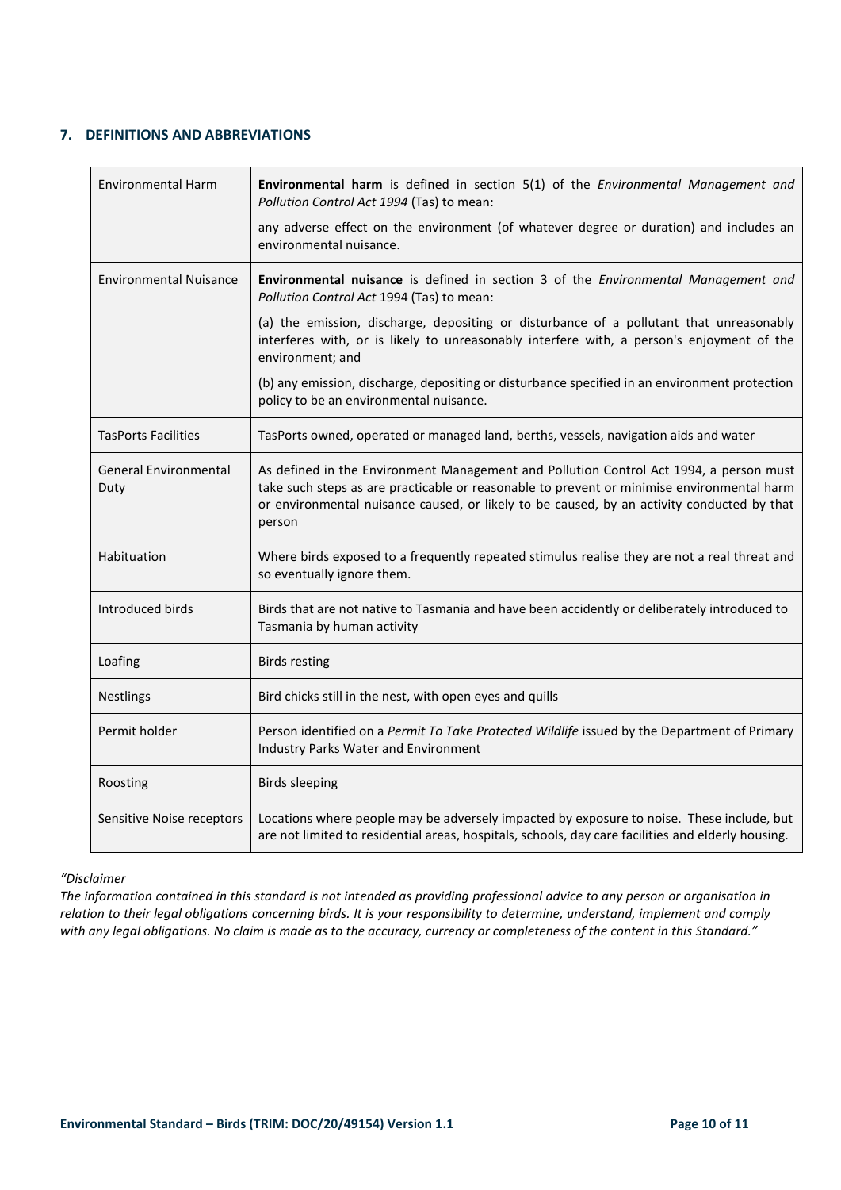## 7. DEFINITIONS AND ABBREVIATIONS

| | |
|---|---|
| Environmental Harm | **Environmental harm** is defined in section 5(1) of the *Environmental Management and Pollution Control Act 1994* (Tas) to mean: any adverse effect on the environment (of whatever degree or duration) and includes an environmental nuisance. |
| Environmental Nuisance | **Environmental nuisance** is defined in section 3 of the *Environmental Management and Pollution Control Act* 1994 (Tas) to mean: (a) the emission, discharge, depositing or disturbance of a pollutant that unreasonably interferes with, or is likely to unreasonably interfere with, a person's enjoyment of the environment; and (b) any emission, discharge, depositing or disturbance specified in an environment protection policy to be an environmental nuisance. |
| TasPorts Facilities | TasPorts owned, operated or managed land, berths, vessels, navigation aids and water |
| General Environmental Duty | As defined in the Environment Management and Pollution Control Act 1994, a person must take such steps as are practicable or reasonable to prevent or minimise environmental harm or environmental nuisance caused, or likely to be caused, by an activity conducted by that person |
| Habituation | Where birds exposed to a frequently repeated stimulus realise they are not a real threat and so eventually ignore them. |
| Introduced birds | Birds that are not native to Tasmania and have been accidently or deliberately introduced to Tasmania by human activity |
| Loafing | Birds resting |
| Nestlings | Bird chicks still in the nest, with open eyes and quills |
| Permit holder | Person identified on a *Permit To Take Protected Wildlife* issued by the Department of Primary Industry Parks Water and Environment |
| Roosting | Birds sleeping |
| Sensitive Noise receptors | Locations where people may be adversely impacted by exposure to noise. These include, but are not limited to residential areas, hospitals, schools, day care facilities and elderly housing. |

*"Disclaimer*
*The information contained in this standard is not intended as providing professional advice to any person or organisation in relation to their legal obligations concerning birds. It is your responsibility to determine, understand, implement and comply with any legal obligations. No claim is made as to the accuracy, currency or completeness of the content in this Standard."*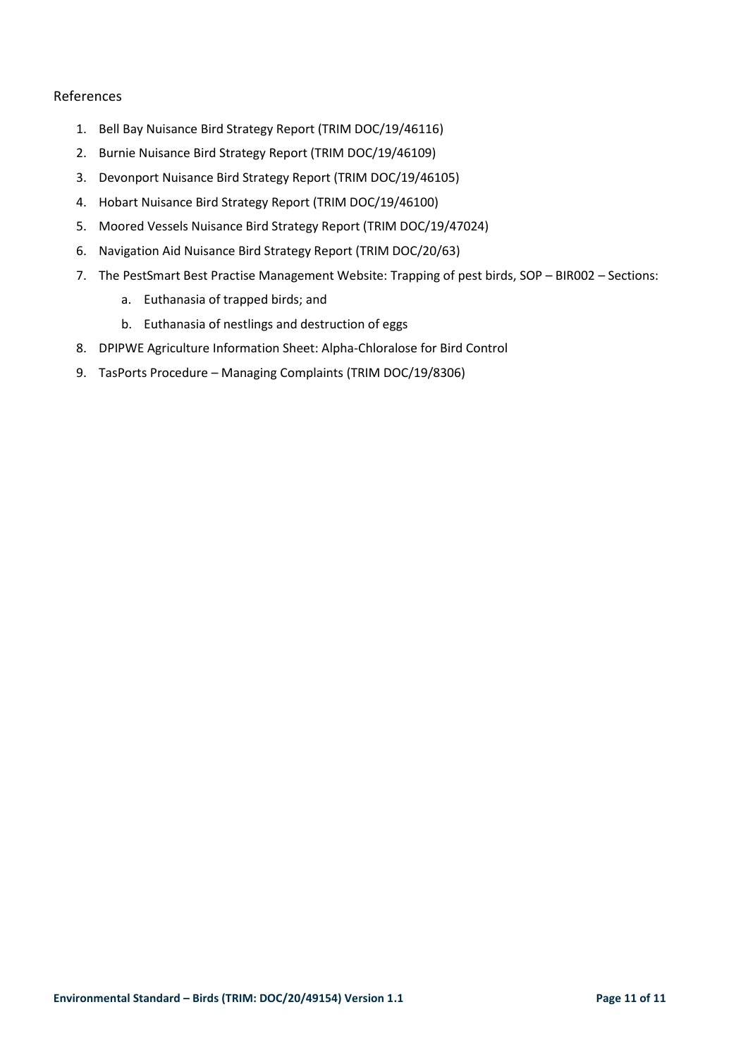## References

1. Bell Bay Nuisance Bird Strategy Report (TRIM DOC/19/46116)
2. Burnie Nuisance Bird Strategy Report (TRIM DOC/19/46109)
3. Devonport Nuisance Bird Strategy Report (TRIM DOC/19/46105)
4. Hobart Nuisance Bird Strategy Report (TRIM DOC/19/46100)
5. Moored Vessels Nuisance Bird Strategy Report (TRIM DOC/19/47024)
6. Navigation Aid Nuisance Bird Strategy Report (TRIM DOC/20/63)
7. The PestSmart Best Practise Management Website: Trapping of pest birds, SOP – BIR002 – Sections:
    a. Euthanasia of trapped birds; and
    b. Euthanasia of nestlings and destruction of eggs
8. DPIPWE Agriculture Information Sheet: Alpha-Chloralose for Bird Control
9. TasPorts Procedure – Managing Complaints (TRIM DOC/19/8306)